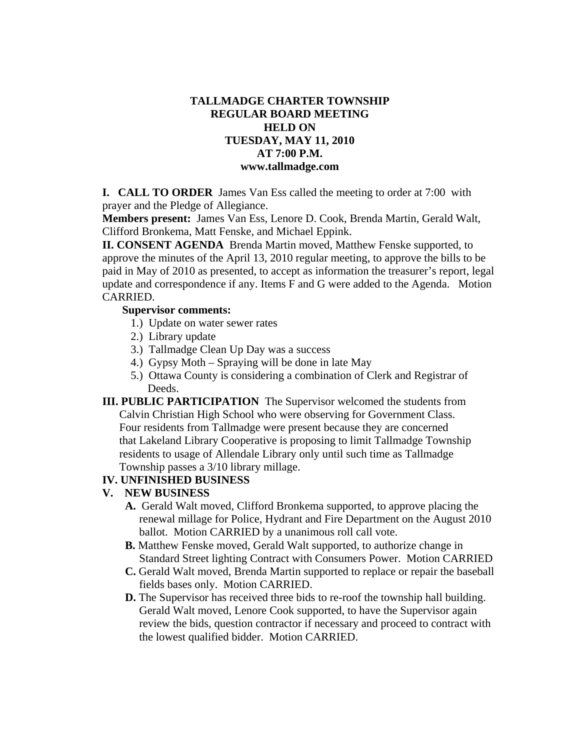**TALLMADGE CHARTER TOWNSHIP**
**REGULAR BOARD MEETING**
**HELD ON**
**TUESDAY, MAY 11, 2010**
**AT 7:00 P.M.**
**www.tallmadge.com**

**I. CALL TO ORDER** James Van Ess called the meeting to order at 7:00 with prayer and the Pledge of Allegiance.

**Members present:** James Van Ess, Lenore D. Cook, Brenda Martin, Gerald Walt, Clifford Bronkema, Matt Fenske, and Michael Eppink.

**II. CONSENT AGENDA** Brenda Martin moved, Matthew Fenske supported, to approve the minutes of the April 13, 2010 regular meeting, to approve the bills to be paid in May of 2010 as presented, to accept as information the treasurer's report, legal update and correspondence if any. Items F and G were added to the Agenda. Motion CARRIED.

**Supervisor comments:**

1.) Update on water sewer rates
2.) Library update
3.) Tallmadge Clean Up Day was a success
4.) Gypsy Moth – Spraying will be done in late May
5.) Ottawa County is considering a combination of Clerk and Registrar of Deeds.

**III. PUBLIC PARTICIPATION** The Supervisor welcomed the students from Calvin Christian High School who were observing for Government Class. Four residents from Tallmadge were present because they are concerned that Lakeland Library Cooperative is proposing to limit Tallmadge Township residents to usage of Allendale Library only until such time as Tallmadge Township passes a 3/10 library millage.

**IV. UNFINISHED BUSINESS**

**V. NEW BUSINESS**

**A.** Gerald Walt moved, Clifford Bronkema supported, to approve placing the renewal millage for Police, Hydrant and Fire Department on the August 2010 ballot. Motion CARRIED by a unanimous roll call vote.

**B.** Matthew Fenske moved, Gerald Walt supported, to authorize change in Standard Street lighting Contract with Consumers Power. Motion CARRIED

**C.** Gerald Walt moved, Brenda Martin supported to replace or repair the baseball fields bases only. Motion CARRIED.

**D.** The Supervisor has received three bids to re-roof the township hall building. Gerald Walt moved, Lenore Cook supported, to have the Supervisor again review the bids, question contractor if necessary and proceed to contract with the lowest qualified bidder. Motion CARRIED.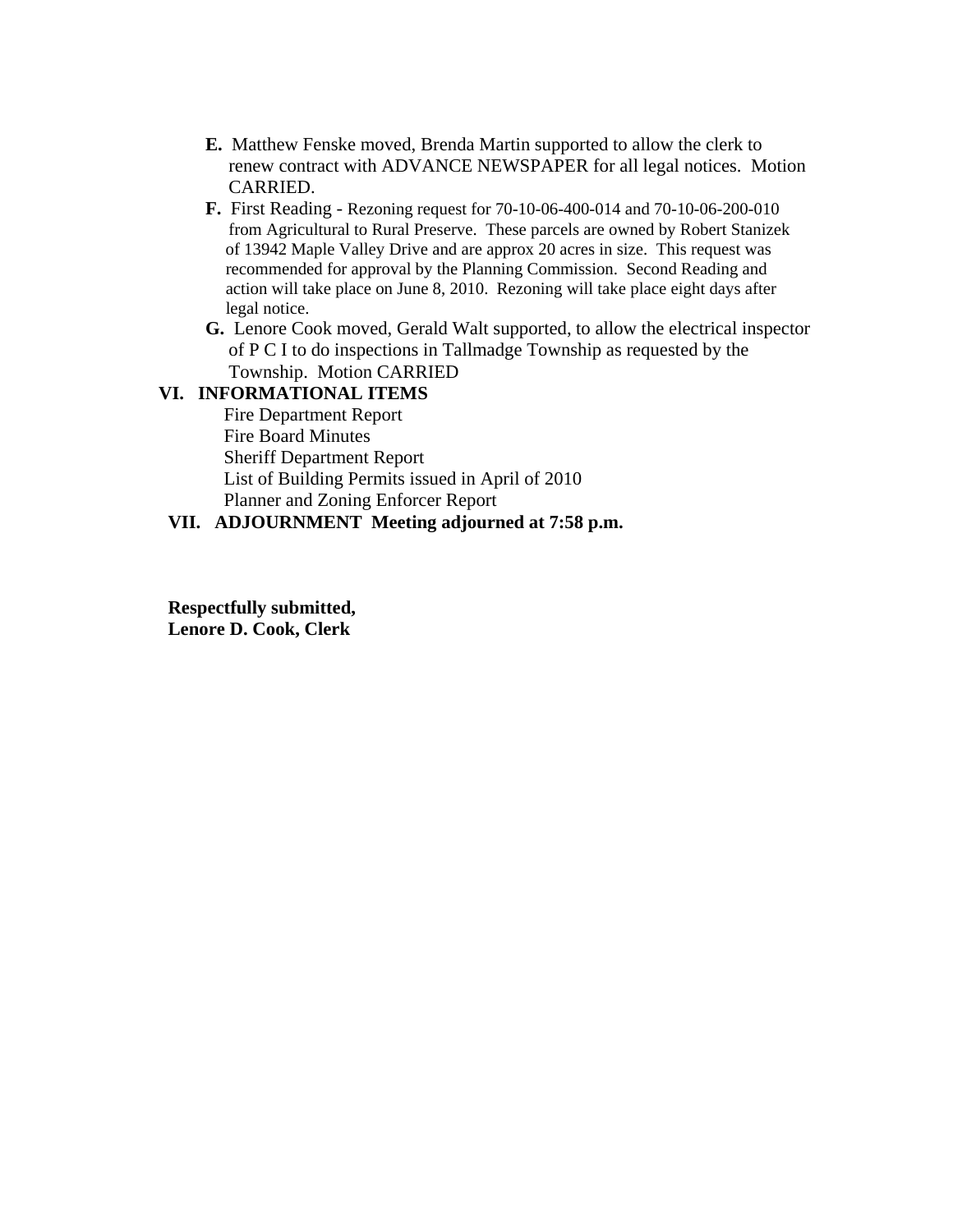**E.** Matthew Fenske moved, Brenda Martin supported to allow the clerk to renew contract with ADVANCE NEWSPAPER for all legal notices. Motion CARRIED.

**F.** First Reading - Rezoning request for 70-10-06-400-014 and 70-10-06-200-010 from Agricultural to Rural Preserve. These parcels are owned by Robert Stanizek of 13942 Maple Valley Drive and are approx 20 acres in size. This request was recommended for approval by the Planning Commission. Second Reading and action will take place on June 8, 2010. Rezoning will take place eight days after legal notice.

**G.** Lenore Cook moved, Gerald Walt supported, to allow the electrical inspector of P C I to do inspections in Tallmadge Township as requested by the Township. Motion CARRIED

**VI. INFORMATIONAL ITEMS**

Fire Department Report
Fire Board Minutes
Sheriff Department Report
List of Building Permits issued in April of 2010
Planner and Zoning Enforcer Report

**VII. ADJOURNMENT Meeting adjourned at 7:58 p.m.**

**Respectfully submitted,**
**Lenore D. Cook, Clerk**